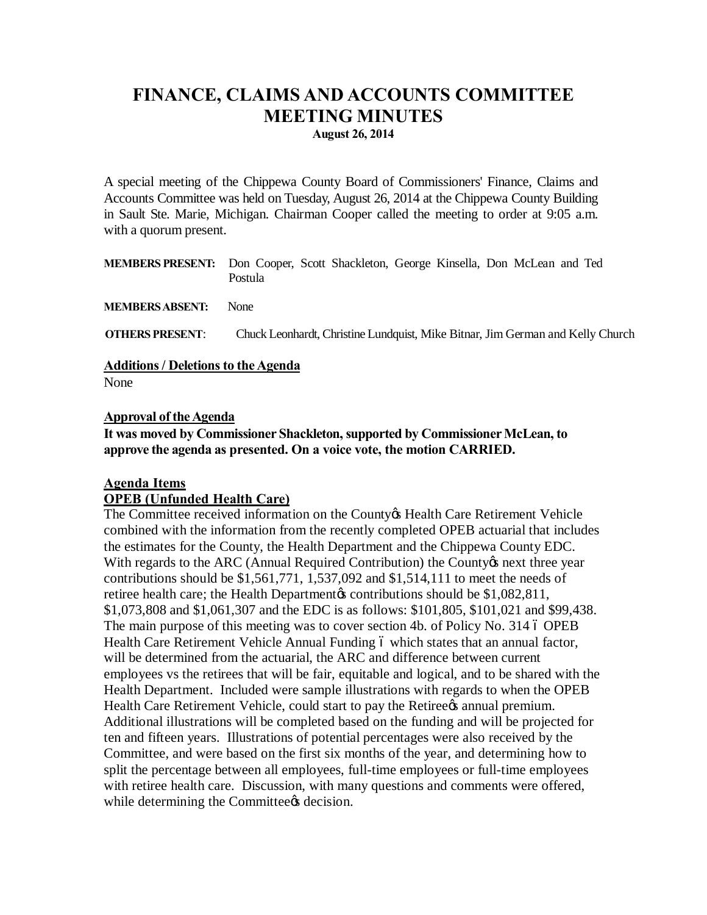# FINANCE, CLAIMS AND ACCOUNTS COMMITTEE MEETING MINUTES

**August 26, 2014**

A special meeting of the Chippewa County Board of Commissioners' Finance, Claims and Accounts Committee was held on Tuesday, August 26, 2014 at the Chippewa County Building in Sault Ste. Marie, Michigan. Chairman Cooper called the meeting to order at 9:05 a.m. with a quorum present.

**MEMBERS PRESENT:** Don Cooper, Scott Shackleton, George Kinsella, Don McLean and Ted Postula

**MEMBERS ABSENT:** None

**OTHERS PRESENT**: Chuck Leonhardt, Christine Lundquist, Mike Bitnar, Jim German and Kelly Church

**Additions / Deletions to the Agenda**

None

**Approval of the Agenda**

**It was moved by Commissioner Shackleton, supported by Commissioner McLean, to approve the agenda as presented. On a voice vote, the motion CARRIED.**

**Agenda Items**

**OPEB (Unfunded Health Care)**

The Committee received information on the County's Health Care Retirement Vehicle combined with the information from the recently completed OPEB actuarial that includes the estimates for the County, the Health Department and the Chippewa County EDC. With regards to the ARC (Annual Required Contribution) the County's next three year contributions should be $1,561,771, 1,537,092 and $1,514,111 to meet the needs of retiree health care; the Health Department's contributions should be $1,082,811, $1,073,808 and $1,061,307 and the EDC is as follows: $101,805, $101,021 and $99,438. The main purpose of this meeting was to cover section 4b. of Policy No. 314 – OPEB Health Care Retirement Vehicle Annual Funding – which states that an annual factor, will be determined from the actuarial, the ARC and difference between current employees vs the retirees that will be fair, equitable and logical, and to be shared with the Health Department. Included were sample illustrations with regards to when the OPEB Health Care Retirement Vehicle, could start to pay the Retiree's annual premium. Additional illustrations will be completed based on the funding and will be projected for ten and fifteen years. Illustrations of potential percentages were also received by the Committee, and were based on the first six months of the year, and determining how to split the percentage between all employees, full-time employees or full-time employees with retiree health care. Discussion, with many questions and comments were offered, while determining the Committee's decision.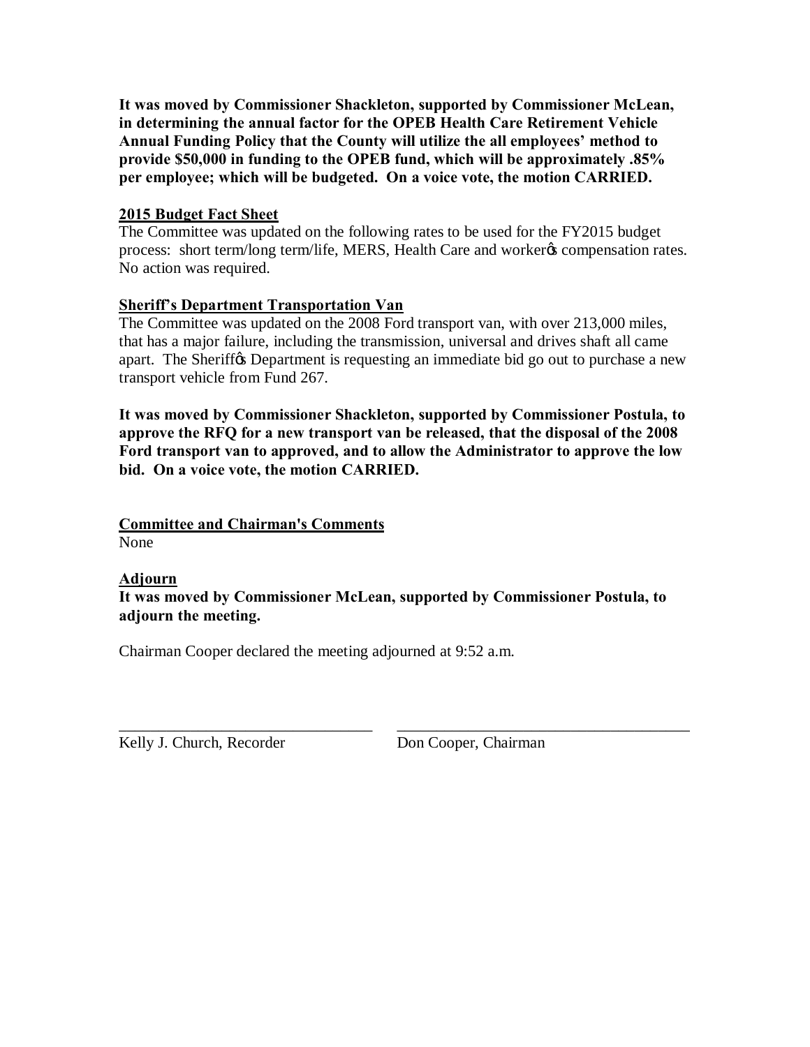**It was moved by Commissioner Shackleton, supported by Commissioner McLean, in determining the annual factor for the OPEB Health Care Retirement Vehicle Annual Funding Policy that the County will utilize the all employees' method to provide $50,000 in funding to the OPEB fund, which will be approximately .85% per employee; which will be budgeted. On a voice vote, the motion CARRIED.**

**2015 Budget Fact Sheet**

The Committee was updated on the following rates to be used for the FY2015 budget process: short term/long term/life, MERS, Health Care and worker's compensation rates. No action was required.

**Sheriff's Department Transportation Van**

The Committee was updated on the 2008 Ford transport van, with over 213,000 miles, that has a major failure, including the transmission, universal and drives shaft all came apart. The Sheriff's Department is requesting an immediate bid go out to purchase a new transport vehicle from Fund 267.

**It was moved by Commissioner Shackleton, supported by Commissioner Postula, to approve the RFQ for a new transport van be released, that the disposal of the 2008 Ford transport van to approved, and to allow the Administrator to approve the low bid. On a voice vote, the motion CARRIED.**

**Committee and Chairman's Comments**

None

**Adjourn**

**It was moved by Commissioner McLean, supported by Commissioner Postula, to adjourn the meeting.**

Chairman Cooper declared the meeting adjourned at 9:52 a.m.

\_\_\_\_\_\_\_\_\_\_\_\_\_\_\_\_\_\_\_\_\_\_\_\_\_\_\_\_\_\_\_\_ \_\_\_\_\_\_\_\_\_\_\_\_\_\_\_\_\_\_\_\_\_\_\_\_\_\_\_\_\_\_\_\_\_\_\_\_\_\_

Kelly J. Church, Recorder Don Cooper, Chairman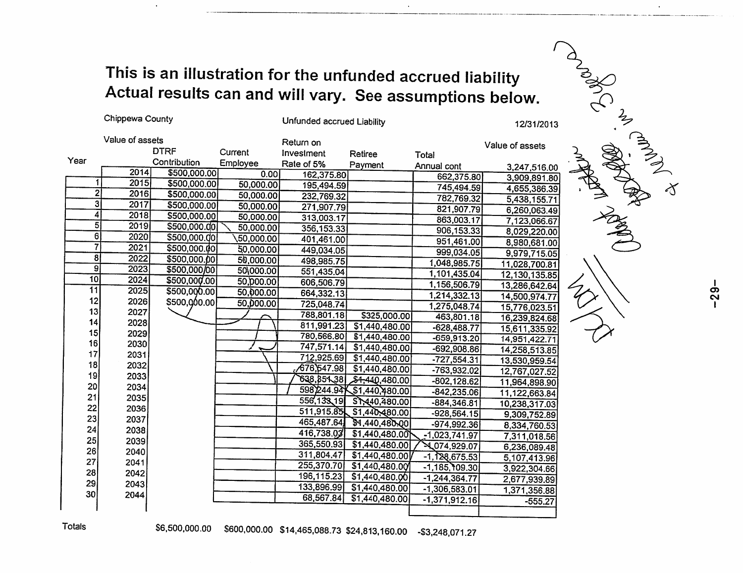**This is an illustration for the unfunded accrued liability**
**Actual results can and will vary. See assumptions below.**

Chippewa County — Unfunded accrued Liability — 12/31/2013

| Year | Value of assets | DTRF Contribution | Current Employee | Return on Investment Rate of 5% | Retiree Payment | Total Annual cont | Value of assets |
|---|---|---|---|---|---|---|---|
| | | | | | | | 3,247,516.00 |
| | 2014 | $500,000.00 | 0.00 | 162,375.80 | | 662,375.80 | 3,909,891.80 |
| 1 | 2015 | $500,000.00 | 50,000.00 | 195,494.59 | | 745,494.59 | 4,655,386.39 |
| 2 | 2016 | $500,000.00 | 50,000.00 | 232,769.32 | | 782,769.32 | 5,438,155.71 |
| 3 | 2017 | $500,000.00 | 50,000.00 | 271,907.79 | | 821,907.79 | 6,260,063.49 |
| 4 | 2018 | $500,000.00 | 50,000.00 | 313,003.17 | | 863,003.17 | 7,123,066.67 |
| 5 | 2019 | $500,000.00 | 50,000.00 | 356,153.33 | | 906,153.33 | 8,029,220.00 |
| 6 | 2020 | $500,000.00 | 50,000.00 | 401,461.00 | | 951,461.00 | 8,980,681.00 |
| 7 | 2021 | $500,000.00 | 50,000.00 | 449,034.05 | | 999,034.05 | 9,979,715.05 |
| 8 | 2022 | $500,000.00 | 50,000.00 | 498,985.75 | | 1,048,985.75 | 11,028,700.81 |
| 9 | 2023 | $500,000.00 | 50,000.00 | 551,435.04 | | 1,101,435.04 | 12,130,135.85 |
| 10 | 2024 | $500,000.00 | 50,000.00 | 606,506.79 | | 1,156,506.79 | 13,286,642.64 |
| 11 | 2025 | $500,000.00 | 50,000.00 | 664,332.13 | | 1,214,332.13 | 14,500,974.77 |
| 12 | 2026 | $500,000.00 | 50,000.00 | 725,048.74 | | 1,275,048.74 | 15,776,023.51 |
| 13 | 2027 | | | 788,801.18 | $325,000.00 | 463,801.18 | 16,239,824.68 |
| 14 | 2028 | | | 811,991.23 | $1,440,480.00 | -628,488.77 | 15,611,335.92 |
| 15 | 2029 | | | 780,566.80 | $1,440,480.00 | -659,913.20 | 14,951,422.71 |
| 16 | 2030 | | | 747,571.14 | $1,440,480.00 | -692,908.86 | 14,258,513.85 |
| 17 | 2031 | | | 712,925.69 | $1,440,480.00 | -727,554.31 | 13,530,959.54 |
| 18 | 2032 | | | 676,547.98 | $1,440,480.00 | -763,932.02 | 12,767,027.52 |
| 19 | 2033 | | | 638,351.38 | $1,440,480.00 | -802,128.62 | 11,964,898.90 |
| 20 | 2034 | | | 598,244.94 | $1,440,480.00 | -842,235.06 | 11,122,663.84 |
| 21 | 2035 | | | 556,133.19 | $1,440,480.00 | -884,346.81 | 10,238,317.03 |
| 22 | 2036 | | | 511,915.85 | $1,440,480.00 | -928,564.15 | 9,309,752.89 |
| 23 | 2037 | | | 465,487.64 | $1,440,480.00 | -974,992.36 | 8,334,760.53 |
| 24 | 2038 | | | 416,738.03 | $1,440,480.00 | -1,023,741.97 | 7,311,018.56 |
| 25 | 2039 | | | 365,550.93 | $1,440,480.00 | -1,074,929.07 | 6,236,089.48 |
| 26 | 2040 | | | 311,804.47 | $1,440,480.00 | -1,128,675.53 | 5,107,413.96 |
| 27 | 2041 | | | 255,370.70 | $1,440,480.00 | -1,185,109.30 | 3,922,304.66 |
| 28 | 2042 | | | 196,115.23 | $1,440,480.00 | -1,244,364.77 | 2,677,939.89 |
| 29 | 2043 | | | 133,896.99 | $1,440,480.00 | -1,306,583.01 | 1,371,356.88 |
| 30 | 2044 | | | 68,567.84 | $1,440,480.00 | -1,371,912.16 | -555.27 |
| Totals | | $6,500,000.00 | $600,000.00 | $14,465,088.73 | $24,813,160.00 | -$3,248,071.27 | |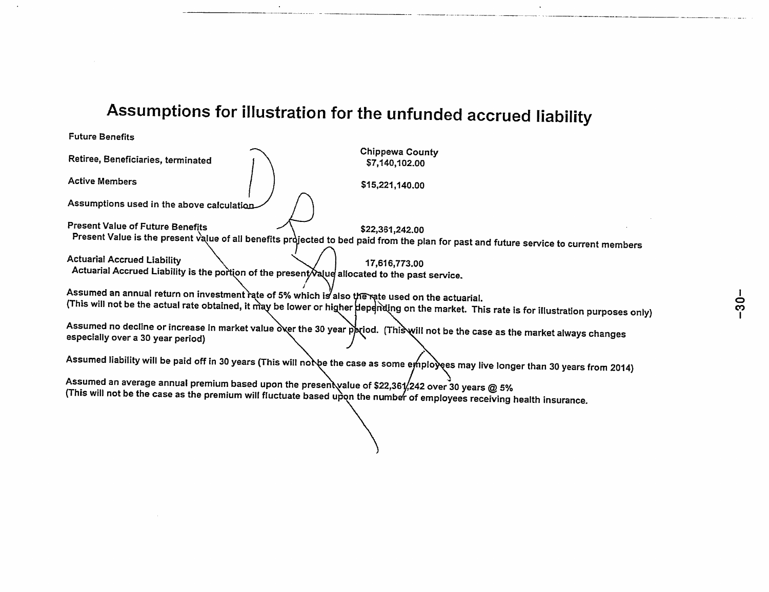# Assumptions for illustration for the unfunded accrued liability

Future Benefits

| | Chippewa County |
|---|---|
| Retiree, Beneficiaries, terminated | $7,140,102.00 |
| Active Members | $15,221,140.00 |

Assumptions used in the above calculation

Present Value of Future Benefits $22,361,242.00

Present Value is the present value of all benefits projected to bed paid from the plan for past and future service to current members

Actuarial Accrued Liability 17,616,773.00

Actuarial Accrued Liability is the portion of the present value allocated to the past service.

Assumed an annual return on investment rate of 5% which is also the rate used on the actuarial.
(This will not be the actual rate obtained, it may be lower or higher depending on the market. This rate is for illustration purposes only)

Assumed no decline or increase in market value over the 30 year period. (This will not be the case as the market always changes especially over a 30 year period)

Assumed liability will be paid off in 30 years (This will not be the case as some employees may live longer than 30 years from 2014)

Assumed an average annual premium based upon the present value of $22,361,242 over 30 years @ 5%
(This will not be the case as the premium will fluctuate based upon the number of employees receiving health insurance.

DRAFT